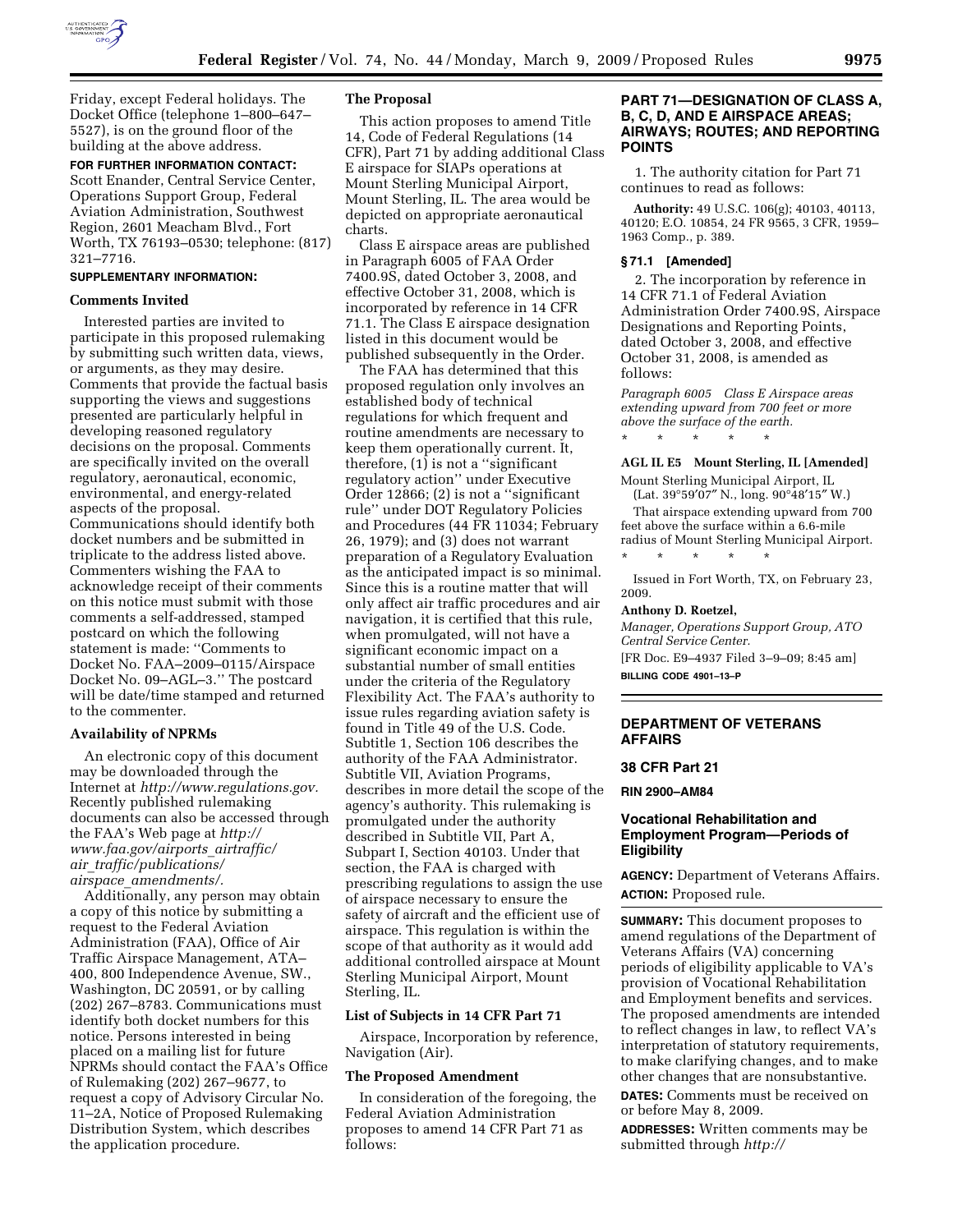Friday, except Federal holidays. The Docket Office (telephone 1–800–647–5527), is on the ground floor of the building at the above address.

**FOR FURTHER INFORMATION CONTACT:** Scott Enander, Central Service Center, Operations Support Group, Federal Aviation Administration, Southwest Region, 2601 Meacham Blvd., Fort Worth, TX 76193–0530; telephone: (817) 321–7716.

**SUPPLEMENTARY INFORMATION:**

### Comments Invited

Interested parties are invited to participate in this proposed rulemaking by submitting such written data, views, or arguments, as they may desire. Comments that provide the factual basis supporting the views and suggestions presented are particularly helpful in developing reasoned regulatory decisions on the proposal. Comments are specifically invited on the overall regulatory, aeronautical, economic, environmental, and energy-related aspects of the proposal. Communications should identify both docket numbers and be submitted in triplicate to the address listed above. Commenters wishing the FAA to acknowledge receipt of their comments on this notice must submit with those comments a self-addressed, stamped postcard on which the following statement is made: ''Comments to Docket No. FAA–2009–0115/Airspace Docket No. 09–AGL–3.'' The postcard will be date/time stamped and returned to the commenter.

### Availability of NPRMs

An electronic copy of this document may be downloaded through the Internet at *http://www.regulations.gov.* Recently published rulemaking documents can also be accessed through the FAA's Web page at *http://www.faa.gov/airports_airtraffic/air_traffic/publications/airspace_amendments/.*

Additionally, any person may obtain a copy of this notice by submitting a request to the Federal Aviation Administration (FAA), Office of Air Traffic Airspace Management, ATA–400, 800 Independence Avenue, SW., Washington, DC 20591, or by calling (202) 267–8783. Communications must identify both docket numbers for this notice. Persons interested in being placed on a mailing list for future NPRMs should contact the FAA's Office of Rulemaking (202) 267–9677, to request a copy of Advisory Circular No. 11–2A, Notice of Proposed Rulemaking Distribution System, which describes the application procedure.

### The Proposal

This action proposes to amend Title 14, Code of Federal Regulations (14 CFR), Part 71 by adding additional Class E airspace for SIAPs operations at Mount Sterling Municipal Airport, Mount Sterling, IL. The area would be depicted on appropriate aeronautical charts.

Class E airspace areas are published in Paragraph 6005 of FAA Order 7400.9S, dated October 3, 2008, and effective October 31, 2008, which is incorporated by reference in 14 CFR 71.1. The Class E airspace designation listed in this document would be published subsequently in the Order.

The FAA has determined that this proposed regulation only involves an established body of technical regulations for which frequent and routine amendments are necessary to keep them operationally current. It, therefore, (1) is not a ''significant regulatory action'' under Executive Order 12866; (2) is not a ''significant rule'' under DOT Regulatory Policies and Procedures (44 FR 11034; February 26, 1979); and (3) does not warrant preparation of a Regulatory Evaluation as the anticipated impact is so minimal. Since this is a routine matter that will only affect air traffic procedures and air navigation, it is certified that this rule, when promulgated, will not have a significant economic impact on a substantial number of small entities under the criteria of the Regulatory Flexibility Act. The FAA's authority to issue rules regarding aviation safety is found in Title 49 of the U.S. Code. Subtitle 1, Section 106 describes the authority of the FAA Administrator. Subtitle VII, Aviation Programs, describes in more detail the scope of the agency's authority. This rulemaking is promulgated under the authority described in Subtitle VII, Part A, Subpart I, Section 40103. Under that section, the FAA is charged with prescribing regulations to assign the use of airspace necessary to ensure the safety of aircraft and the efficient use of airspace. This regulation is within the scope of that authority as it would add additional controlled airspace at Mount Sterling Municipal Airport, Mount Sterling, IL.

### List of Subjects in 14 CFR Part 71

Airspace, Incorporation by reference, Navigation (Air).

### The Proposed Amendment

In consideration of the foregoing, the Federal Aviation Administration proposes to amend 14 CFR Part 71 as follows:

## PART 71—DESIGNATION OF CLASS A, B, C, D, AND E AIRSPACE AREAS; AIRWAYS; ROUTES; AND REPORTING POINTS

1. The authority citation for Part 71 continues to read as follows:

**Authority:** 49 U.S.C. 106(g); 40103, 40113, 40120; E.O. 10854, 24 FR 9565, 3 CFR, 1959–1963 Comp., p. 389.

### § 71.1 [Amended]

2. The incorporation by reference in 14 CFR 71.1 of Federal Aviation Administration Order 7400.9S, Airspace Designations and Reporting Points, dated October 3, 2008, and effective October 31, 2008, is amended as follows:

*Paragraph 6005 Class E Airspace areas extending upward from 700 feet or more above the surface of the earth.*

\* \* \* \* \*

**AGL IL E5 Mount Sterling, IL [Amended]**

Mount Sterling Municipal Airport, IL
(Lat. 39°59′07″ N., long. 90°48′15″ W.)

That airspace extending upward from 700 feet above the surface within a 6.6-mile radius of Mount Sterling Municipal Airport.

\* \* \* \* \*

Issued in Fort Worth, TX, on February 23, 2009.

**Anthony D. Roetzel,**
*Manager, Operations Support Group, ATO Central Service Center.*

[FR Doc. E9–4937 Filed 3–9–09; 8:45 am]

**BILLING CODE 4901–13–P**

---

## DEPARTMENT OF VETERANS AFFAIRS

### 38 CFR Part 21

**RIN 2900–AM84**

### Vocational Rehabilitation and Employment Program—Periods of Eligibility

**AGENCY:** Department of Veterans Affairs.

**ACTION:** Proposed rule.

**SUMMARY:** This document proposes to amend regulations of the Department of Veterans Affairs (VA) concerning periods of eligibility applicable to VA's provision of Vocational Rehabilitation and Employment benefits and services. The proposed amendments are intended to reflect changes in law, to reflect VA's interpretation of statutory requirements, to make clarifying changes, and to make other changes that are nonsubstantive.

**DATES:** Comments must be received on or before May 8, 2009.

**ADDRESSES:** Written comments may be submitted through *http://*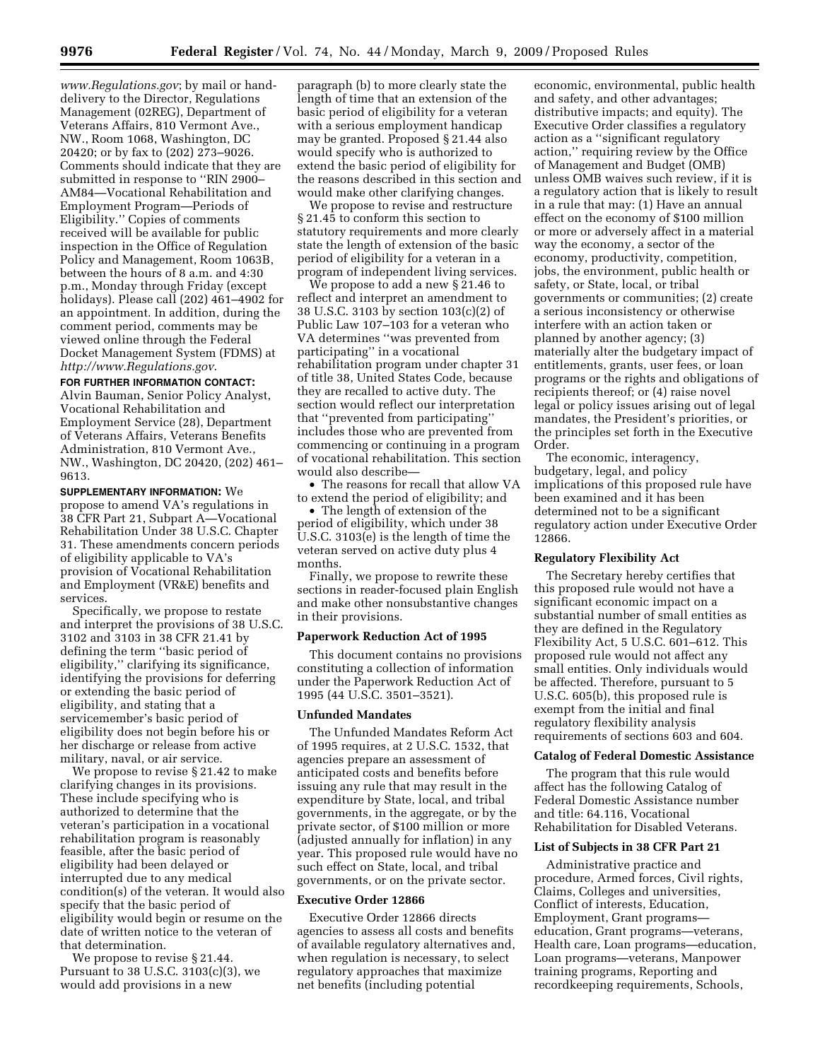*www.Regulations.gov*; by mail or hand-delivery to the Director, Regulations Management (02REG), Department of Veterans Affairs, 810 Vermont Ave., NW., Room 1068, Washington, DC 20420; or by fax to (202) 273–9026. Comments should indicate that they are submitted in response to ''RIN 2900–AM84—Vocational Rehabilitation and Employment Program—Periods of Eligibility.'' Copies of comments received will be available for public inspection in the Office of Regulation Policy and Management, Room 1063B, between the hours of 8 a.m. and 4:30 p.m., Monday through Friday (except holidays). Please call (202) 461–4902 for an appointment. In addition, during the comment period, comments may be viewed online through the Federal Docket Management System (FDMS) at *http://www.Regulations.gov*.

**FOR FURTHER INFORMATION CONTACT:** Alvin Bauman, Senior Policy Analyst, Vocational Rehabilitation and Employment Service (28), Department of Veterans Affairs, Veterans Benefits Administration, 810 Vermont Ave., NW., Washington, DC 20420, (202) 461–9613.

**SUPPLEMENTARY INFORMATION:** We propose to amend VA's regulations in 38 CFR Part 21, Subpart A—Vocational Rehabilitation Under 38 U.S.C. Chapter 31. These amendments concern periods of eligibility applicable to VA's provision of Vocational Rehabilitation and Employment (VR&E) benefits and services.

Specifically, we propose to restate and interpret the provisions of 38 U.S.C. 3102 and 3103 in 38 CFR 21.41 by defining the term ''basic period of eligibility,'' clarifying its significance, identifying the provisions for deferring or extending the basic period of eligibility, and stating that a servicemember's basic period of eligibility does not begin before his or her discharge or release from active military, naval, or air service.

We propose to revise § 21.42 to make clarifying changes in its provisions. These include specifying who is authorized to determine that the veteran's participation in a vocational rehabilitation program is reasonably feasible, after the basic period of eligibility had been delayed or interrupted due to any medical condition(s) of the veteran. It would also specify that the basic period of eligibility would begin or resume on the date of written notice to the veteran of that determination.

We propose to revise § 21.44. Pursuant to 38 U.S.C. 3103(c)(3), we would add provisions in a new paragraph (b) to more clearly state the length of time that an extension of the basic period of eligibility for a veteran with a serious employment handicap may be granted. Proposed § 21.44 also would specify who is authorized to extend the basic period of eligibility for the reasons described in this section and would make other clarifying changes.

We propose to revise and restructure § 21.45 to conform this section to statutory requirements and more clearly state the length of extension of the basic period of eligibility for a veteran in a program of independent living services.

We propose to add a new § 21.46 to reflect and interpret an amendment to 38 U.S.C. 3103 by section 103(c)(2) of Public Law 107–103 for a veteran who VA determines ''was prevented from participating'' in a vocational rehabilitation program under chapter 31 of title 38, United States Code, because they are recalled to active duty. The section would reflect our interpretation that ''prevented from participating'' includes those who are prevented from commencing or continuing in a program of vocational rehabilitation. This section would also describe—

- The reasons for recall that allow VA to extend the period of eligibility; and
- The length of extension of the period of eligibility, which under 38 U.S.C. 3103(e) is the length of time the veteran served on active duty plus 4 months.

Finally, we propose to rewrite these sections in reader-focused plain English and make other nonsubstantive changes in their provisions.

**Paperwork Reduction Act of 1995**

This document contains no provisions constituting a collection of information under the Paperwork Reduction Act of 1995 (44 U.S.C. 3501–3521).

**Unfunded Mandates**

The Unfunded Mandates Reform Act of 1995 requires, at 2 U.S.C. 1532, that agencies prepare an assessment of anticipated costs and benefits before issuing any rule that may result in the expenditure by State, local, and tribal governments, in the aggregate, or by the private sector, of $100 million or more (adjusted annually for inflation) in any year. This proposed rule would have no such effect on State, local, and tribal governments, or on the private sector.

**Executive Order 12866**

Executive Order 12866 directs agencies to assess all costs and benefits of available regulatory alternatives and, when regulation is necessary, to select regulatory approaches that maximize net benefits (including potential economic, environmental, public health and safety, and other advantages; distributive impacts; and equity). The Executive Order classifies a regulatory action as a ''significant regulatory action,'' requiring review by the Office of Management and Budget (OMB) unless OMB waives such review, if it is a regulatory action that is likely to result in a rule that may: (1) Have an annual effect on the economy of $100 million or more or adversely affect in a material way the economy, a sector of the economy, productivity, competition, jobs, the environment, public health or safety, or State, local, or tribal governments or communities; (2) create a serious inconsistency or otherwise interfere with an action taken or planned by another agency; (3) materially alter the budgetary impact of entitlements, grants, user fees, or loan programs or the rights and obligations of recipients thereof; or (4) raise novel legal or policy issues arising out of legal mandates, the President's priorities, or the principles set forth in the Executive Order.

The economic, interagency, budgetary, legal, and policy implications of this proposed rule have been examined and it has been determined not to be a significant regulatory action under Executive Order 12866.

**Regulatory Flexibility Act**

The Secretary hereby certifies that this proposed rule would not have a significant economic impact on a substantial number of small entities as they are defined in the Regulatory Flexibility Act, 5 U.S.C. 601–612. This proposed rule would not affect any small entities. Only individuals would be affected. Therefore, pursuant to 5 U.S.C. 605(b), this proposed rule is exempt from the initial and final regulatory flexibility analysis requirements of sections 603 and 604.

**Catalog of Federal Domestic Assistance**

The program that this rule would affect has the following Catalog of Federal Domestic Assistance number and title: 64.116, Vocational Rehabilitation for Disabled Veterans.

**List of Subjects in 38 CFR Part 21**

Administrative practice and procedure, Armed forces, Civil rights, Claims, Colleges and universities, Conflict of interests, Education, Employment, Grant programs—education, Grant programs—veterans, Health care, Loan programs—education, Loan programs—veterans, Manpower training programs, Reporting and recordkeeping requirements, Schools,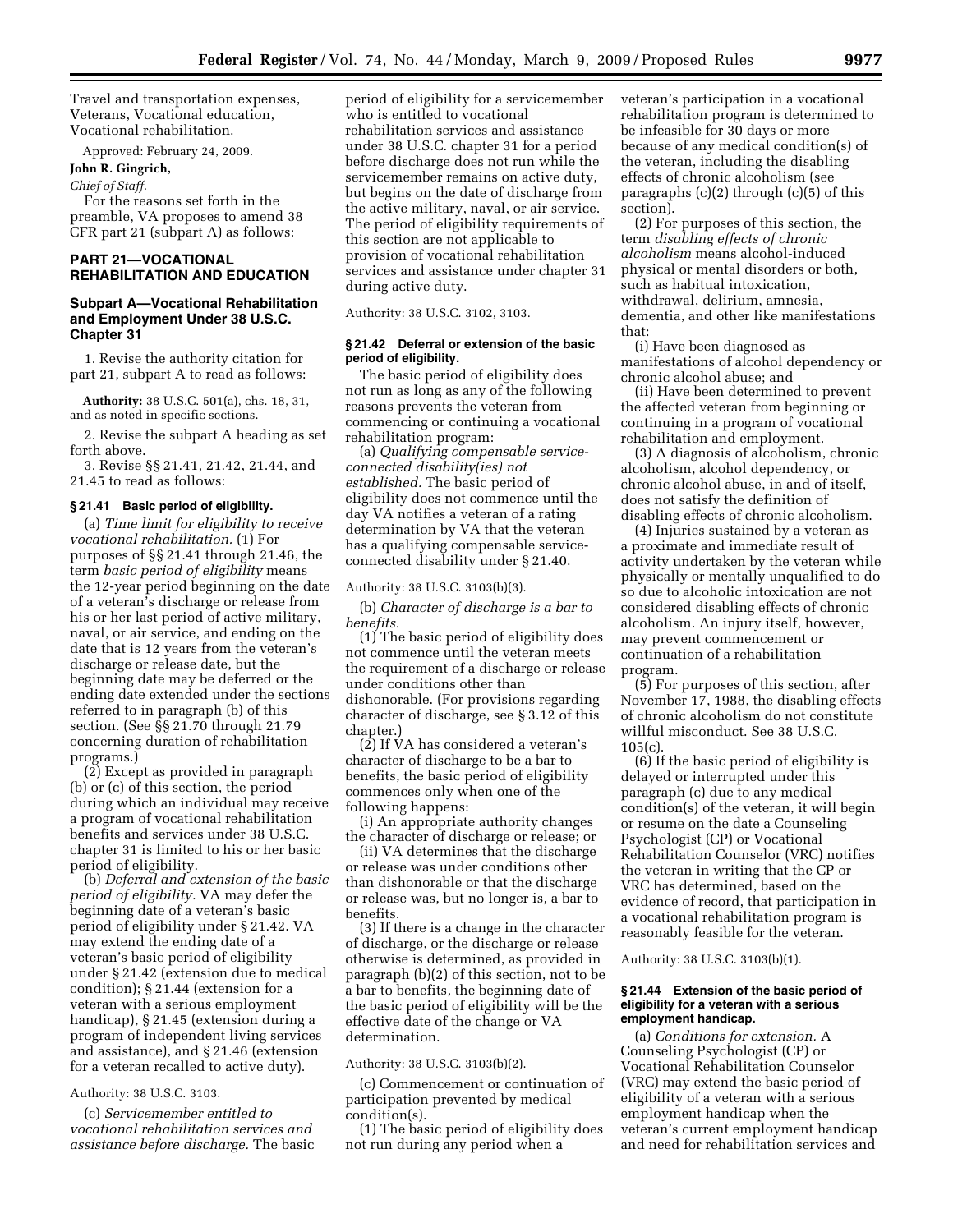Travel and transportation expenses, Veterans, Vocational education, Vocational rehabilitation.

Approved: February 24, 2009.

**John R. Gingrich,**

*Chief of Staff.*

For the reasons set forth in the preamble, VA proposes to amend 38 CFR part 21 (subpart A) as follows:

## PART 21—VOCATIONAL REHABILITATION AND EDUCATION

### Subpart A—Vocational Rehabilitation and Employment Under 38 U.S.C. Chapter 31

1. Revise the authority citation for part 21, subpart A to read as follows:

**Authority:** 38 U.S.C. 501(a), chs. 18, 31, and as noted in specific sections.

2. Revise the subpart A heading as set forth above.

3. Revise §§ 21.41, 21.42, 21.44, and 21.45 to read as follows:

#### § 21.41 Basic period of eligibility.

(a) *Time limit for eligibility to receive vocational rehabilitation.* (1) For purposes of §§ 21.41 through 21.46, the term *basic period of eligibility* means the 12-year period beginning on the date of a veteran's discharge or release from his or her last period of active military, naval, or air service, and ending on the date that is 12 years from the veteran's discharge or release date, but the beginning date may be deferred or the ending date extended under the sections referred to in paragraph (b) of this section. (See §§ 21.70 through 21.79 concerning duration of rehabilitation programs.)

(2) Except as provided in paragraph (b) or (c) of this section, the period during which an individual may receive a program of vocational rehabilitation benefits and services under 38 U.S.C. chapter 31 is limited to his or her basic period of eligibility.

(b) *Deferral and extension of the basic period of eligibility.* VA may defer the beginning date of a veteran's basic period of eligibility under § 21.42. VA may extend the ending date of a veteran's basic period of eligibility under § 21.42 (extension due to medical condition); § 21.44 (extension for a veteran with a serious employment handicap), § 21.45 (extension during a program of independent living services and assistance), and § 21.46 (extension for a veteran recalled to active duty).

Authority: 38 U.S.C. 3103.

(c) *Servicemember entitled to vocational rehabilitation services and assistance before discharge.* The basic period of eligibility for a servicemember who is entitled to vocational rehabilitation services and assistance under 38 U.S.C. chapter 31 for a period before discharge does not run while the servicemember remains on active duty, but begins on the date of discharge from the active military, naval, or air service. The period of eligibility requirements of this section are not applicable to provision of vocational rehabilitation services and assistance under chapter 31 during active duty.

Authority: 38 U.S.C. 3102, 3103.

#### § 21.42 Deferral or extension of the basic period of eligibility.

The basic period of eligibility does not run as long as any of the following reasons prevents the veteran from commencing or continuing a vocational rehabilitation program:

(a) *Qualifying compensable service-connected disability(ies) not established.* The basic period of eligibility does not commence until the day VA notifies a veteran of a rating determination by VA that the veteran has a qualifying compensable service-connected disability under § 21.40.

Authority: 38 U.S.C. 3103(b)(3).

(b) *Character of discharge is a bar to benefits.*

(1) The basic period of eligibility does not commence until the veteran meets the requirement of a discharge or release under conditions other than dishonorable. (For provisions regarding character of discharge, see § 3.12 of this chapter.)

(2) If VA has considered a veteran's character of discharge to be a bar to benefits, the basic period of eligibility commences only when one of the following happens:

(i) An appropriate authority changes the character of discharge or release; or

(ii) VA determines that the discharge or release was under conditions other than dishonorable or that the discharge or release was, but no longer is, a bar to benefits.

(3) If there is a change in the character of discharge, or the discharge or release otherwise is determined, as provided in paragraph (b)(2) of this section, not to be a bar to benefits, the beginning date of the basic period of eligibility will be the effective date of the change or VA determination.

Authority: 38 U.S.C. 3103(b)(2).

(c) Commencement or continuation of participation prevented by medical condition(s).

(1) The basic period of eligibility does not run during any period when a veteran's participation in a vocational rehabilitation program is determined to be infeasible for 30 days or more because of any medical condition(s) of the veteran, including the disabling effects of chronic alcoholism (see paragraphs (c)(2) through (c)(5) of this section).

(2) For purposes of this section, the term *disabling effects of chronic alcoholism* means alcohol-induced physical or mental disorders or both, such as habitual intoxication, withdrawal, delirium, amnesia, dementia, and other like manifestations that:

(i) Have been diagnosed as manifestations of alcohol dependency or chronic alcohol abuse; and

(ii) Have been determined to prevent the affected veteran from beginning or continuing in a program of vocational rehabilitation and employment.

(3) A diagnosis of alcoholism, chronic alcoholism, alcohol dependency, or chronic alcohol abuse, in and of itself, does not satisfy the definition of disabling effects of chronic alcoholism.

(4) Injuries sustained by a veteran as a proximate and immediate result of activity undertaken by the veteran while physically or mentally unqualified to do so due to alcoholic intoxication are not considered disabling effects of chronic alcoholism. An injury itself, however, may prevent commencement or continuation of a rehabilitation program.

(5) For purposes of this section, after November 17, 1988, the disabling effects of chronic alcoholism do not constitute willful misconduct. See 38 U.S.C. 105(c).

(6) If the basic period of eligibility is delayed or interrupted under this paragraph (c) due to any medical condition(s) of the veteran, it will begin or resume on the date a Counseling Psychologist (CP) or Vocational Rehabilitation Counselor (VRC) notifies the veteran in writing that the CP or VRC has determined, based on the evidence of record, that participation in a vocational rehabilitation program is reasonably feasible for the veteran.

Authority: 38 U.S.C. 3103(b)(1).

#### § 21.44 Extension of the basic period of eligibility for a veteran with a serious employment handicap.

(a) *Conditions for extension.* A Counseling Psychologist (CP) or Vocational Rehabilitation Counselor (VRC) may extend the basic period of eligibility of a veteran with a serious employment handicap when the veteran's current employment handicap and need for rehabilitation services and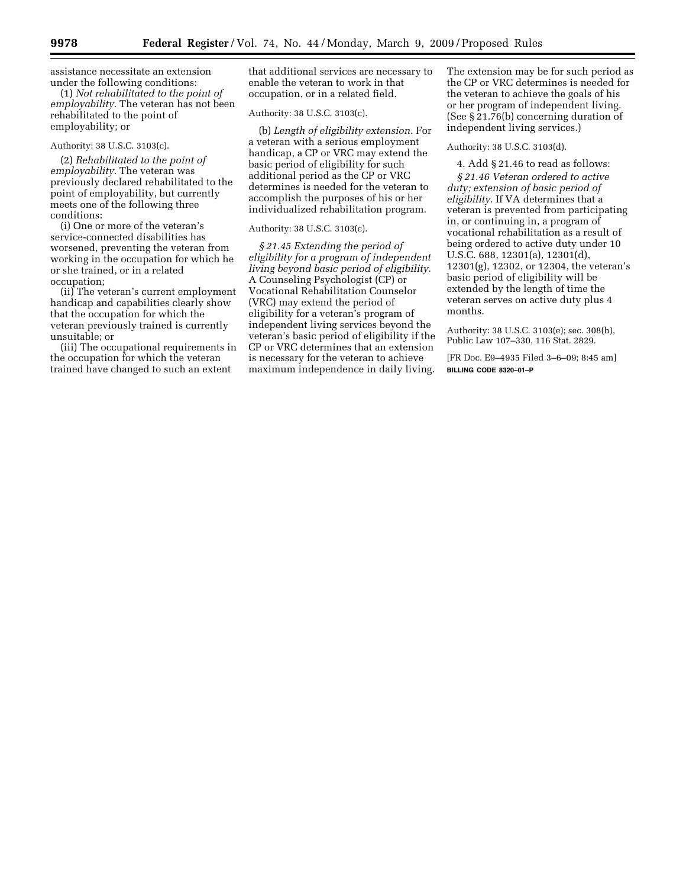assistance necessitate an extension under the following conditions:

(1) *Not rehabilitated to the point of employability.* The veteran has not been rehabilitated to the point of employability; or

Authority: 38 U.S.C. 3103(c).

(2) *Rehabilitated to the point of employability.* The veteran was previously declared rehabilitated to the point of employability, but currently meets one of the following three conditions:

(i) One or more of the veteran's service-connected disabilities has worsened, preventing the veteran from working in the occupation for which he or she trained, or in a related occupation;

(ii) The veteran's current employment handicap and capabilities clearly show that the occupation for which the veteran previously trained is currently unsuitable; or

(iii) The occupational requirements in the occupation for which the veteran trained have changed to such an extent that additional services are necessary to enable the veteran to work in that occupation, or in a related field.

Authority: 38 U.S.C. 3103(c).

(b) *Length of eligibility extension.* For a veteran with a serious employment handicap, a CP or VRC may extend the basic period of eligibility for such additional period as the CP or VRC determines is needed for the veteran to accomplish the purposes of his or her individualized rehabilitation program.

Authority: 38 U.S.C. 3103(c).

*§ 21.45 Extending the period of eligibility for a program of independent living beyond basic period of eligibility.* A Counseling Psychologist (CP) or Vocational Rehabilitation Counselor (VRC) may extend the period of eligibility for a veteran's program of independent living services beyond the veteran's basic period of eligibility if the CP or VRC determines that an extension is necessary for the veteran to achieve maximum independence in daily living. The extension may be for such period as the CP or VRC determines is needed for the veteran to achieve the goals of his or her program of independent living. (See § 21.76(b) concerning duration of independent living services.)

Authority: 38 U.S.C. 3103(d).

4. Add § 21.46 to read as follows:

*§ 21.46 Veteran ordered to active duty; extension of basic period of eligibility.* If VA determines that a veteran is prevented from participating in, or continuing in, a program of vocational rehabilitation as a result of being ordered to active duty under 10 U.S.C. 688, 12301(a), 12301(d), 12301(g), 12302, or 12304, the veteran's basic period of eligibility will be extended by the length of time the veteran serves on active duty plus 4 months.

Authority: 38 U.S.C. 3103(e); sec. 308(h), Public Law 107–330, 116 Stat. 2829.

[FR Doc. E9–4935 Filed 3–6–09; 8:45 am]

**BILLING CODE 8320–01–P**